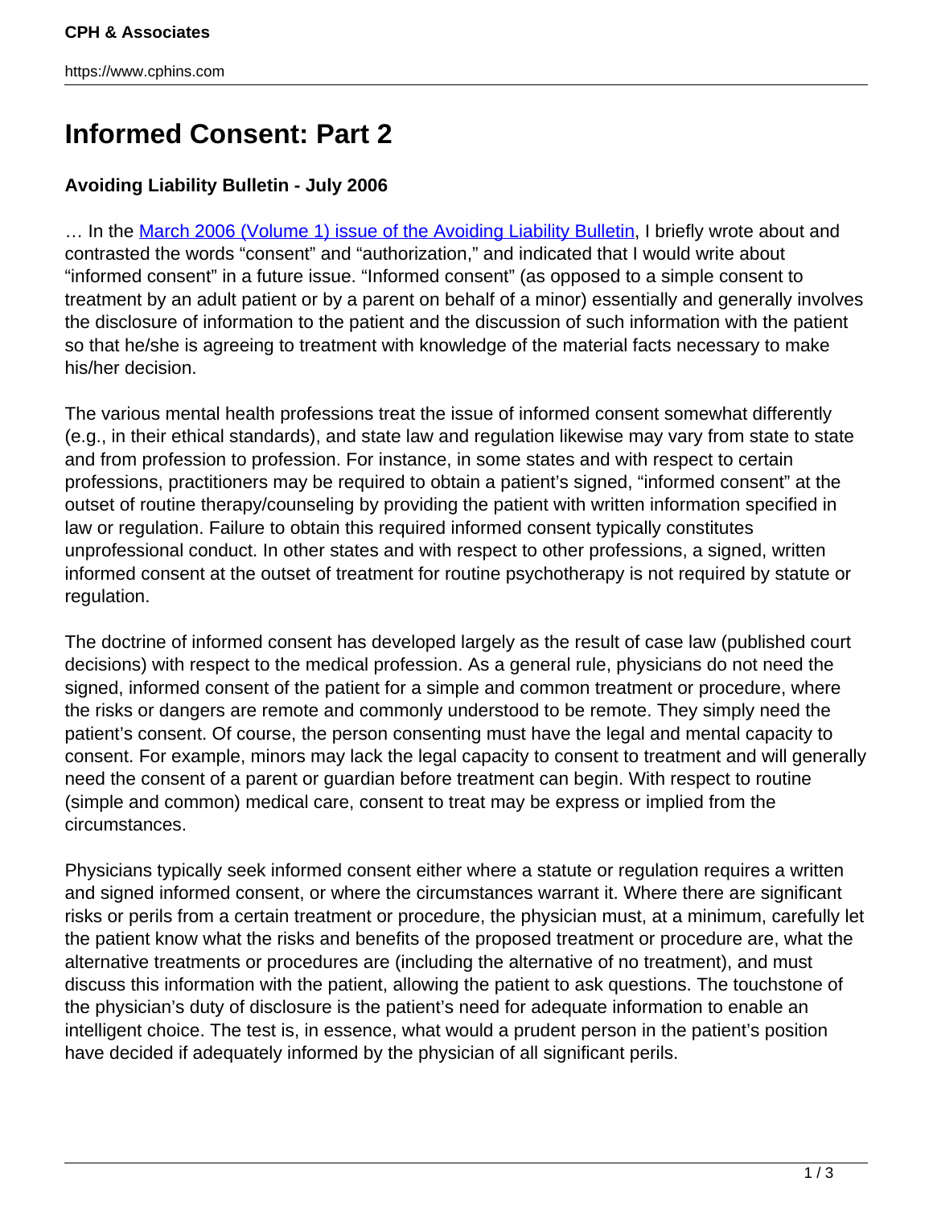# Informed Consent: Part 2

**Avoiding Liability Bulletin - July 2006**

… In the [March 2006 (Volume 1) issue of the Avoiding Liability Bulletin](), I briefly wrote about and contrasted the words "consent" and "authorization," and indicated that I would write about "informed consent" in a future issue. "Informed consent" (as opposed to a simple consent to treatment by an adult patient or by a parent on behalf of a minor) essentially and generally involves the disclosure of information to the patient and the discussion of such information with the patient so that he/she is agreeing to treatment with knowledge of the material facts necessary to make his/her decision.

The various mental health professions treat the issue of informed consent somewhat differently (e.g., in their ethical standards), and state law and regulation likewise may vary from state to state and from profession to profession. For instance, in some states and with respect to certain professions, practitioners may be required to obtain a patient's signed, "informed consent" at the outset of routine therapy/counseling by providing the patient with written information specified in law or regulation. Failure to obtain this required informed consent typically constitutes unprofessional conduct. In other states and with respect to other professions, a signed, written informed consent at the outset of treatment for routine psychotherapy is not required by statute or regulation.

The doctrine of informed consent has developed largely as the result of case law (published court decisions) with respect to the medical profession. As a general rule, physicians do not need the signed, informed consent of the patient for a simple and common treatment or procedure, where the risks or dangers are remote and commonly understood to be remote. They simply need the patient's consent. Of course, the person consenting must have the legal and mental capacity to consent. For example, minors may lack the legal capacity to consent to treatment and will generally need the consent of a parent or guardian before treatment can begin. With respect to routine (simple and common) medical care, consent to treat may be express or implied from the circumstances.

Physicians typically seek informed consent either where a statute or regulation requires a written and signed informed consent, or where the circumstances warrant it. Where there are significant risks or perils from a certain treatment or procedure, the physician must, at a minimum, carefully let the patient know what the risks and benefits of the proposed treatment or procedure are, what the alternative treatments or procedures are (including the alternative of no treatment), and must discuss this information with the patient, allowing the patient to ask questions. The touchstone of the physician's duty of disclosure is the patient's need for adequate information to enable an intelligent choice. The test is, in essence, what would a prudent person in the patient's position have decided if adequately informed by the physician of all significant perils.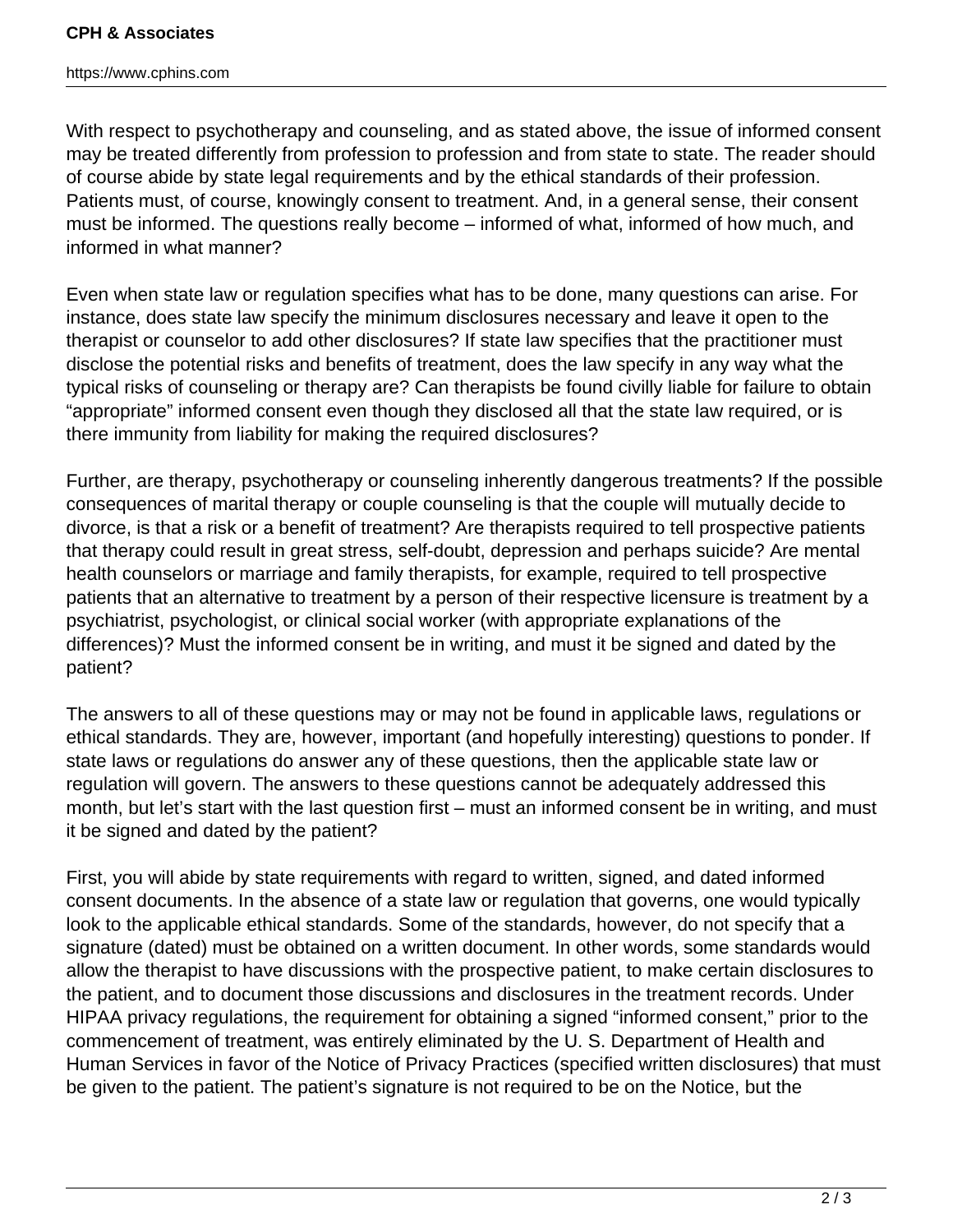With respect to psychotherapy and counseling, and as stated above, the issue of informed consent may be treated differently from profession to profession and from state to state. The reader should of course abide by state legal requirements and by the ethical standards of their profession. Patients must, of course, knowingly consent to treatment. And, in a general sense, their consent must be informed. The questions really become – informed of what, informed of how much, and informed in what manner?

Even when state law or regulation specifies what has to be done, many questions can arise. For instance, does state law specify the minimum disclosures necessary and leave it open to the therapist or counselor to add other disclosures? If state law specifies that the practitioner must disclose the potential risks and benefits of treatment, does the law specify in any way what the typical risks of counseling or therapy are? Can therapists be found civilly liable for failure to obtain "appropriate" informed consent even though they disclosed all that the state law required, or is there immunity from liability for making the required disclosures?

Further, are therapy, psychotherapy or counseling inherently dangerous treatments? If the possible consequences of marital therapy or couple counseling is that the couple will mutually decide to divorce, is that a risk or a benefit of treatment? Are therapists required to tell prospective patients that therapy could result in great stress, self-doubt, depression and perhaps suicide? Are mental health counselors or marriage and family therapists, for example, required to tell prospective patients that an alternative to treatment by a person of their respective licensure is treatment by a psychiatrist, psychologist, or clinical social worker (with appropriate explanations of the differences)? Must the informed consent be in writing, and must it be signed and dated by the patient?

The answers to all of these questions may or may not be found in applicable laws, regulations or ethical standards. They are, however, important (and hopefully interesting) questions to ponder. If state laws or regulations do answer any of these questions, then the applicable state law or regulation will govern. The answers to these questions cannot be adequately addressed this month, but let's start with the last question first – must an informed consent be in writing, and must it be signed and dated by the patient?

First, you will abide by state requirements with regard to written, signed, and dated informed consent documents. In the absence of a state law or regulation that governs, one would typically look to the applicable ethical standards. Some of the standards, however, do not specify that a signature (dated) must be obtained on a written document. In other words, some standards would allow the therapist to have discussions with the prospective patient, to make certain disclosures to the patient, and to document those discussions and disclosures in the treatment records. Under HIPAA privacy regulations, the requirement for obtaining a signed "informed consent," prior to the commencement of treatment, was entirely eliminated by the U. S. Department of Health and Human Services in favor of the Notice of Privacy Practices (specified written disclosures) that must be given to the patient. The patient's signature is not required to be on the Notice, but the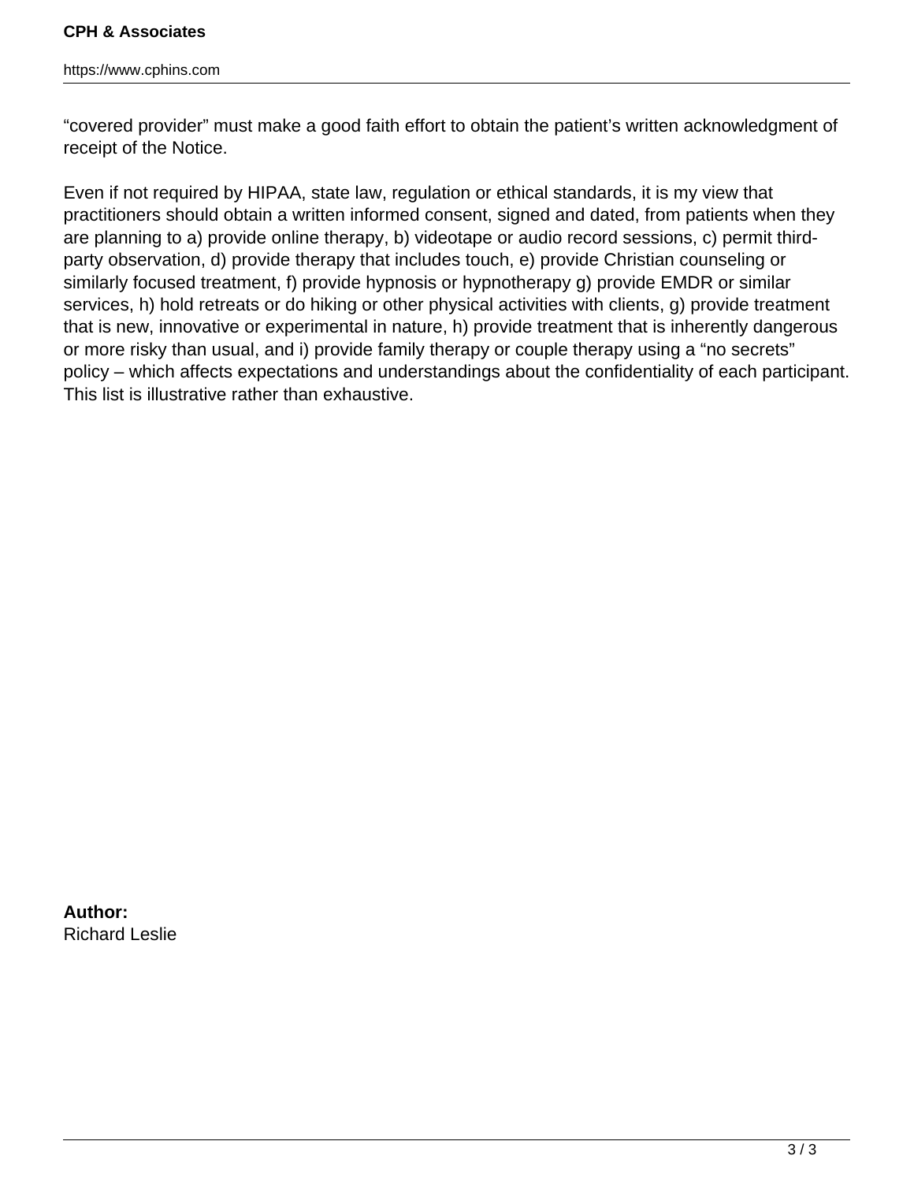"covered provider" must make a good faith effort to obtain the patient's written acknowledgment of receipt of the Notice.

Even if not required by HIPAA, state law, regulation or ethical standards, it is my view that practitioners should obtain a written informed consent, signed and dated, from patients when they are planning to a) provide online therapy, b) videotape or audio record sessions, c) permit third-party observation, d) provide therapy that includes touch, e) provide Christian counseling or similarly focused treatment, f) provide hypnosis or hypnotherapy g) provide EMDR or similar services, h) hold retreats or do hiking or other physical activities with clients, g) provide treatment that is new, innovative or experimental in nature, h) provide treatment that is inherently dangerous or more risky than usual, and i) provide family therapy or couple therapy using a "no secrets" policy – which affects expectations and understandings about the confidentiality of each participant. This list is illustrative rather than exhaustive.

**Author:**
Richard Leslie